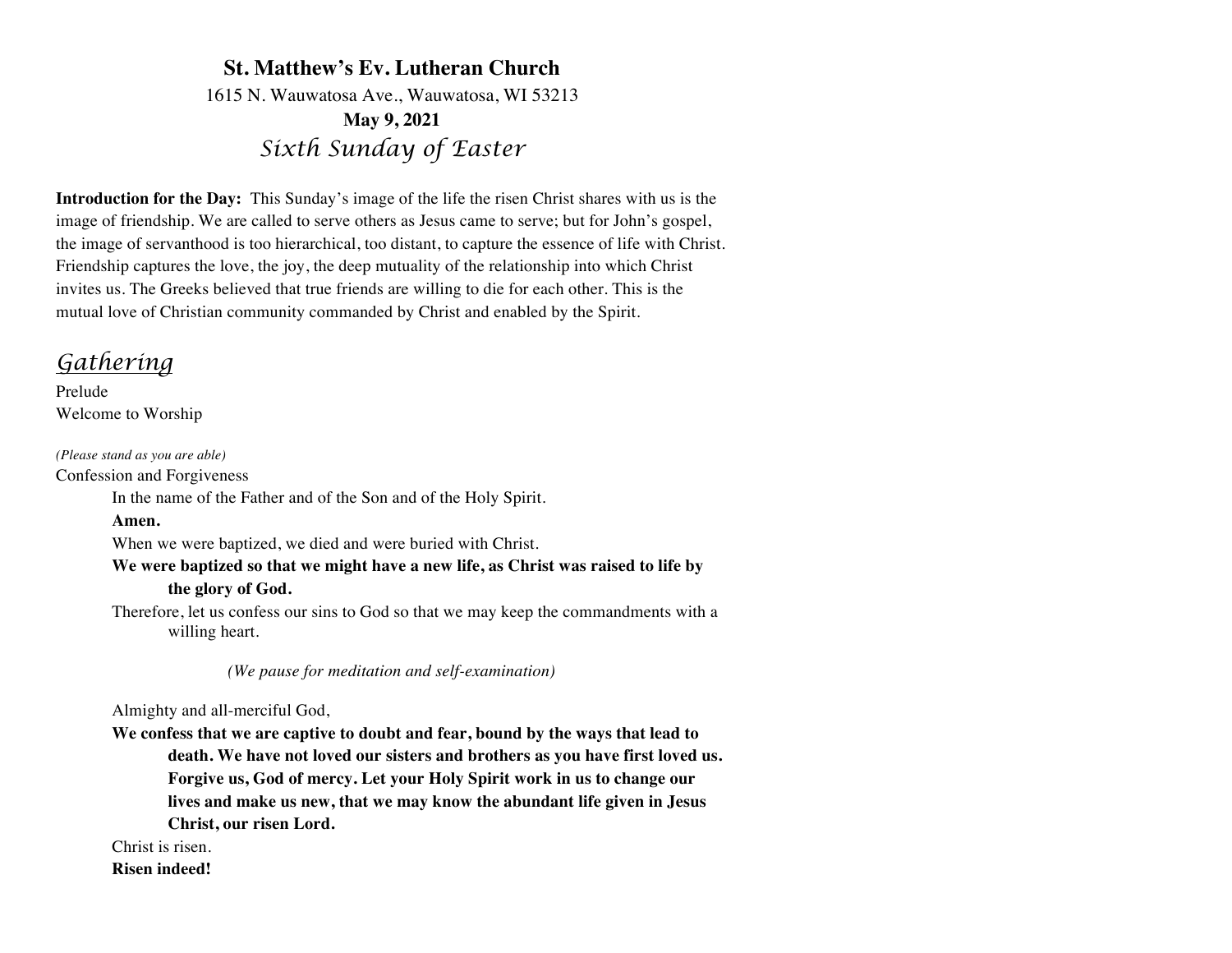# St. Matthew's Ev. Lutheran Church

1615 N. Wauwatosa Ave., Wauwatosa, WI 53213

**May 9, 2021**

*Sixth Sunday of Easter*

**Introduction for the Day:** This Sunday's image of the life the risen Christ shares with us is the image of friendship. We are called to serve others as Jesus came to serve; but for John's gospel, the image of servanthood is too hierarchical, too distant, to capture the essence of life with Christ. Friendship captures the love, the joy, the deep mutuality of the relationship into which Christ invites us. The Greeks believed that true friends are willing to die for each other. This is the mutual love of Christian community commanded by Christ and enabled by the Spirit.

## *Gathering*

Prelude

Welcome to Worship

*(Please stand as you are able)*

Confession and Forgiveness

In the name of the Father and of the Son and of the Holy Spirit.

**Amen.**

When we were baptized, we died and were buried with Christ.

**We were baptized so that we might have a new life, as Christ was raised to life by the glory of God.**

Therefore, let us confess our sins to God so that we may keep the commandments with a willing heart.

*(We pause for meditation and self-examination)*

Almighty and all-merciful God,

**We confess that we are captive to doubt and fear, bound by the ways that lead to death. We have not loved our sisters and brothers as you have first loved us. Forgive us, God of mercy. Let your Holy Spirit work in us to change our lives and make us new, that we may know the abundant life given in Jesus Christ, our risen Lord.**

Christ is risen.

**Risen indeed!**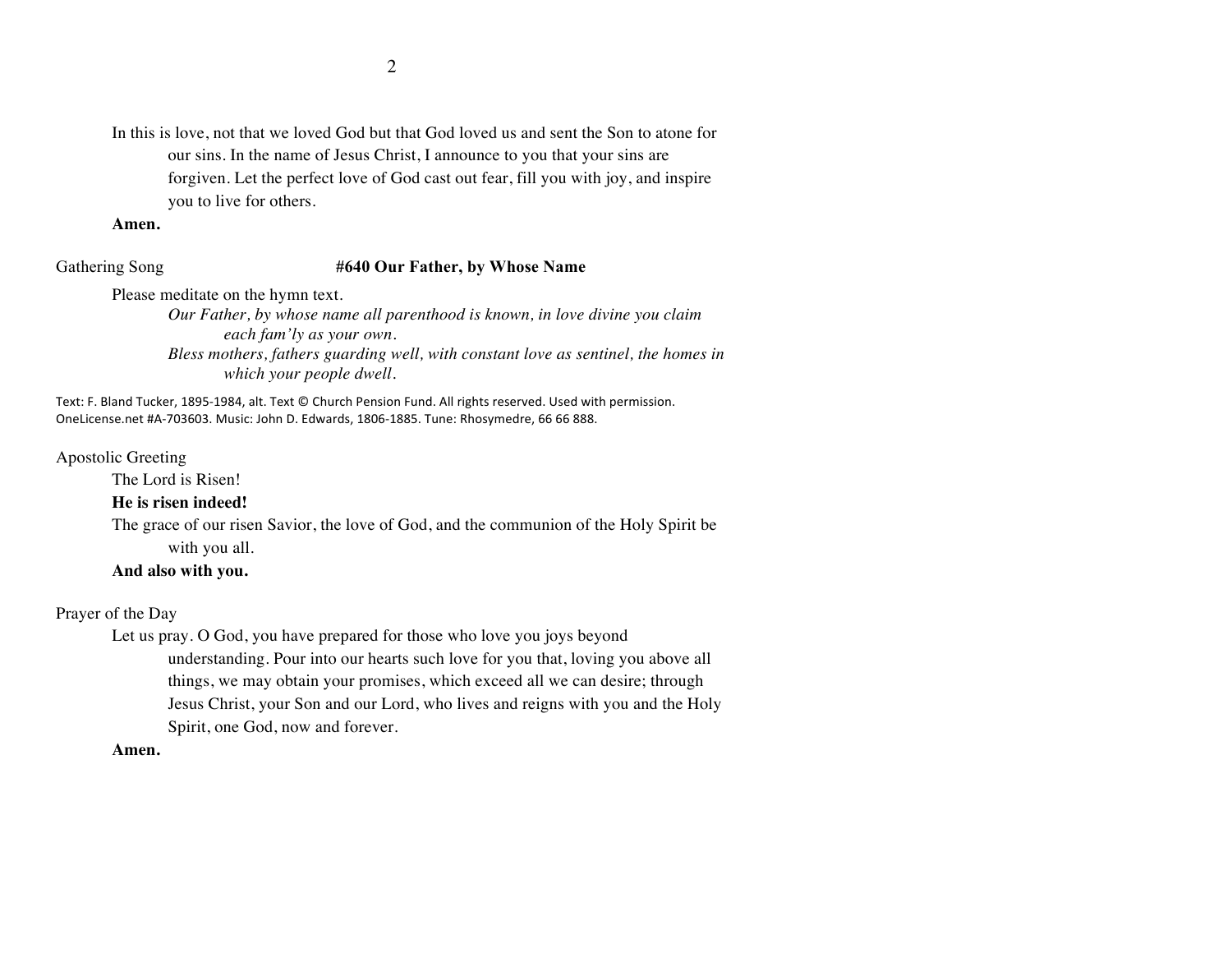In this is love, not that we loved God but that God loved us and sent the Son to atone for our sins. In the name of Jesus Christ, I announce to you that your sins are forgiven. Let the perfect love of God cast out fear, fill you with joy, and inspire you to live for others.

**Amen.**

Gathering Song **#640 Our Father, by Whose Name**

Please meditate on the hymn text.

*Our Father, by whose name all parenthood is known, in love divine you claim each fam'ly as your own.*

*Bless mothers, fathers guarding well, with constant love as sentinel, the homes in which your people dwell.*

Text: F. Bland Tucker, 1895-1984, alt. Text © Church Pension Fund. All rights reserved. Used with permission. OneLicense.net #A-703603. Music: John D. Edwards, 1806-1885. Tune: Rhosymedre, 66 66 888.

Apostolic Greeting

The Lord is Risen!

**He is risen indeed!**

The grace of our risen Savior, the love of God, and the communion of the Holy Spirit be with you all.

**And also with you.**

Prayer of the Day

Let us pray. O God, you have prepared for those who love you joys beyond understanding. Pour into our hearts such love for you that, loving you above all things, we may obtain your promises, which exceed all we can desire; through Jesus Christ, your Son and our Lord, who lives and reigns with you and the Holy Spirit, one God, now and forever.

**Amen.**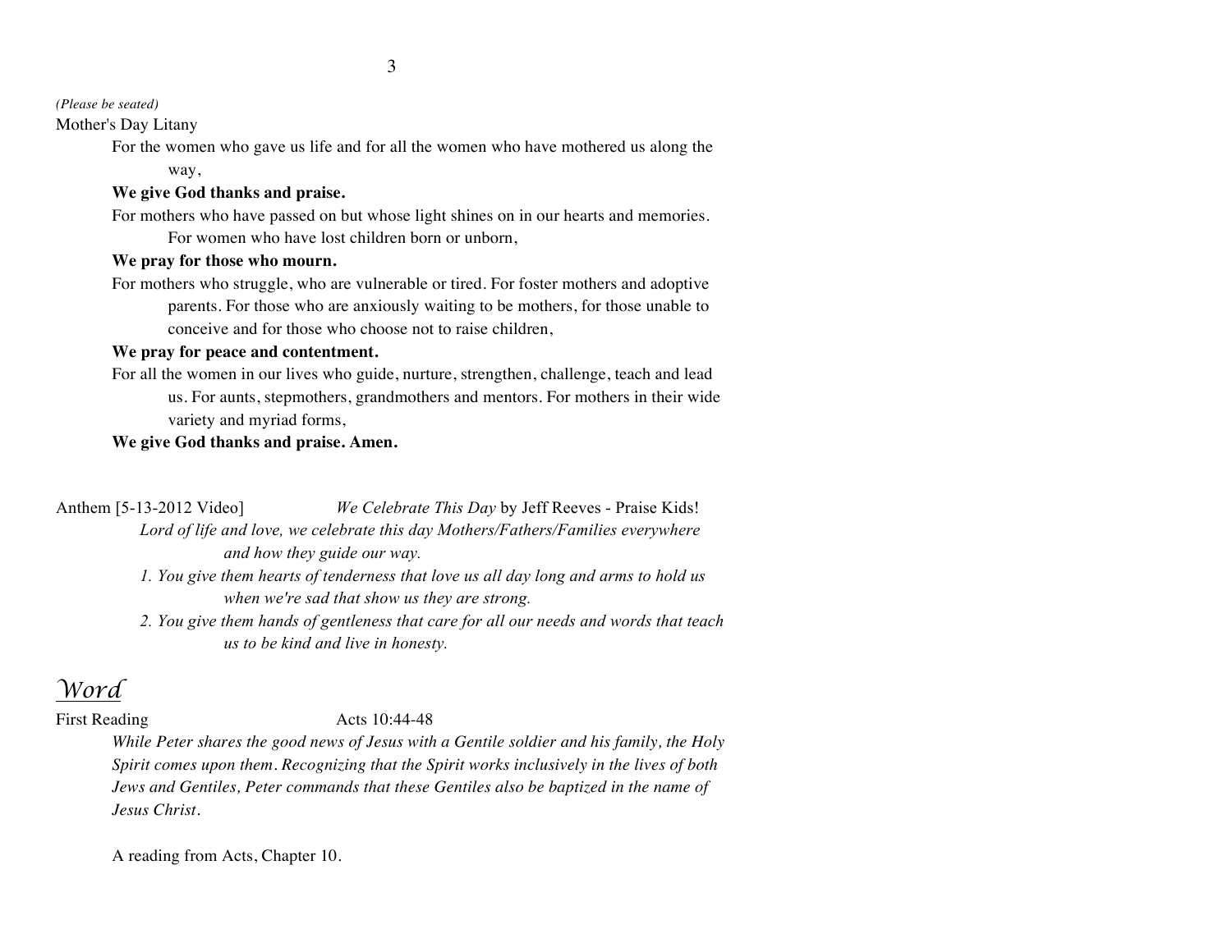*(Please be seated)*

Mother's Day Litany

For the women who gave us life and for all the women who have mothered us along the way,

**We give God thanks and praise.**

For mothers who have passed on but whose light shines on in our hearts and memories. For women who have lost children born or unborn,

**We pray for those who mourn.**

For mothers who struggle, who are vulnerable or tired. For foster mothers and adoptive parents. For those who are anxiously waiting to be mothers, for those unable to conceive and for those who choose not to raise children,

**We pray for peace and contentment.**

For all the women in our lives who guide, nurture, strengthen, challenge, teach and lead us. For aunts, stepmothers, grandmothers and mentors. For mothers in their wide variety and myriad forms,

**We give God thanks and praise. Amen.**

Anthem [5-13-2012 Video] *We Celebrate This Day* by Jeff Reeves - Praise Kids!

*Lord of life and love, we celebrate this day Mothers/Fathers/Families everywhere and how they guide our way.*

*1. You give them hearts of tenderness that love us all day long and arms to hold us when we're sad that show us they are strong.*

*2. You give them hands of gentleness that care for all our needs and words that teach us to be kind and live in honesty.*

## Word

First Reading Acts 10:44-48

*While Peter shares the good news of Jesus with a Gentile soldier and his family, the Holy Spirit comes upon them. Recognizing that the Spirit works inclusively in the lives of both Jews and Gentiles, Peter commands that these Gentiles also be baptized in the name of Jesus Christ.*

A reading from Acts, Chapter 10.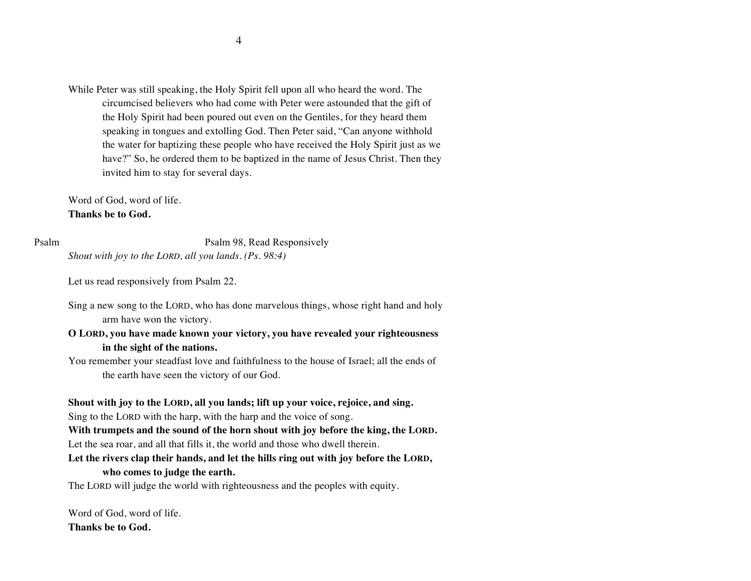While Peter was still speaking, the Holy Spirit fell upon all who heard the word. The circumcised believers who had come with Peter were astounded that the gift of the Holy Spirit had been poured out even on the Gentiles, for they heard them speaking in tongues and extolling God. Then Peter said, "Can anyone withhold the water for baptizing these people who have received the Holy Spirit just as we have?" So, he ordered them to be baptized in the name of Jesus Christ. Then they invited him to stay for several days.

Word of God, word of life.
**Thanks be to God.**

Psalm — Psalm 98, Read Responsively

*Shout with joy to the LORD, all you lands. (Ps. 98:4)*

Let us read responsively from Psalm 22.

Sing a new song to the LORD, who has done marvelous things, whose right hand and holy arm have won the victory.

**O LORD, you have made known your victory, you have revealed your righteousness in the sight of the nations.**

You remember your steadfast love and faithfulness to the house of Israel; all the ends of the earth have seen the victory of our God.

**Shout with joy to the LORD, all you lands; lift up your voice, rejoice, and sing.**

Sing to the LORD with the harp, with the harp and the voice of song.

**With trumpets and the sound of the horn shout with joy before the king, the LORD.**

Let the sea roar, and all that fills it, the world and those who dwell therein.

**Let the rivers clap their hands, and let the hills ring out with joy before the LORD, who comes to judge the earth.**

The LORD will judge the world with righteousness and the peoples with equity.

Word of God, word of life.
**Thanks be to God.**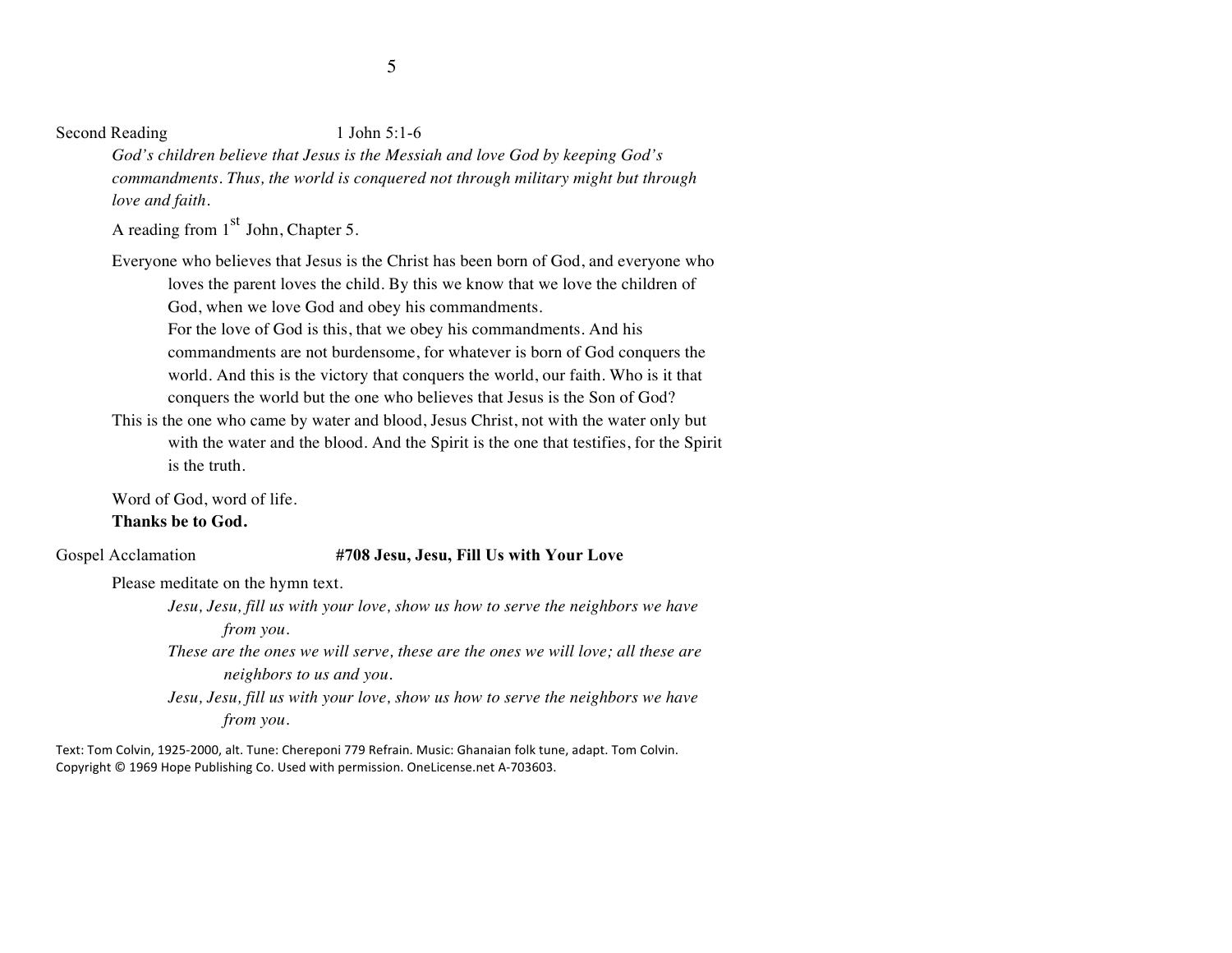Second Reading 1 John 5:1-6

*God's children believe that Jesus is the Messiah and love God by keeping God's commandments. Thus, the world is conquered not through military might but through love and faith.*

A reading from 1st John, Chapter 5.

Everyone who believes that Jesus is the Christ has been born of God, and everyone who loves the parent loves the child. By this we know that we love the children of God, when we love God and obey his commandments.
For the love of God is this, that we obey his commandments. And his commandments are not burdensome, for whatever is born of God conquers the world. And this is the victory that conquers the world, our faith. Who is it that conquers the world but the one who believes that Jesus is the Son of God?
This is the one who came by water and blood, Jesus Christ, not with the water only but with the water and the blood. And the Spirit is the one that testifies, for the Spirit is the truth.

Word of God, word of life.
**Thanks be to God.**

Gospel Acclamation **#708 Jesu, Jesu, Fill Us with Your Love**

Please meditate on the hymn text.

*Jesu, Jesu, fill us with your love, show us how to serve the neighbors we have from you.*
*These are the ones we will serve, these are the ones we will love; all these are neighbors to us and you.*
*Jesu, Jesu, fill us with your love, show us how to serve the neighbors we have from you.*

Text: Tom Colvin, 1925-2000, alt. Tune: Chereponi 779 Refrain. Music: Ghanaian folk tune, adapt. Tom Colvin.
Copyright © 1969 Hope Publishing Co. Used with permission. OneLicense.net A-703603.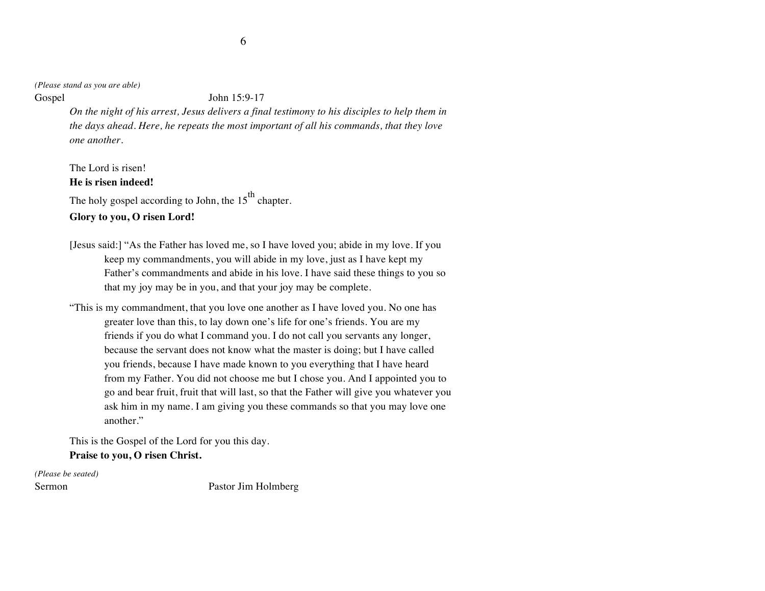*(Please stand as you are able)*

Gospel John 15:9-17

*On the night of his arrest, Jesus delivers a final testimony to his disciples to help them in the days ahead. Here, he repeats the most important of all his commands, that they love one another.*

The Lord is risen!
**He is risen indeed!**

The holy gospel according to John, the 15th chapter.
**Glory to you, O risen Lord!**

[Jesus said:] "As the Father has loved me, so I have loved you; abide in my love. If you keep my commandments, you will abide in my love, just as I have kept my Father's commandments and abide in his love. I have said these things to you so that my joy may be in you, and that your joy may be complete.

"This is my commandment, that you love one another as I have loved you. No one has greater love than this, to lay down one's life for one's friends. You are my friends if you do what I command you. I do not call you servants any longer, because the servant does not know what the master is doing; but I have called you friends, because I have made known to you everything that I have heard from my Father. You did not choose me but I chose you. And I appointed you to go and bear fruit, fruit that will last, so that the Father will give you whatever you ask him in my name. I am giving you these commands so that you may love one another."

This is the Gospel of the Lord for you this day.
**Praise to you, O risen Christ.**

*(Please be seated)*

Sermon Pastor Jim Holmberg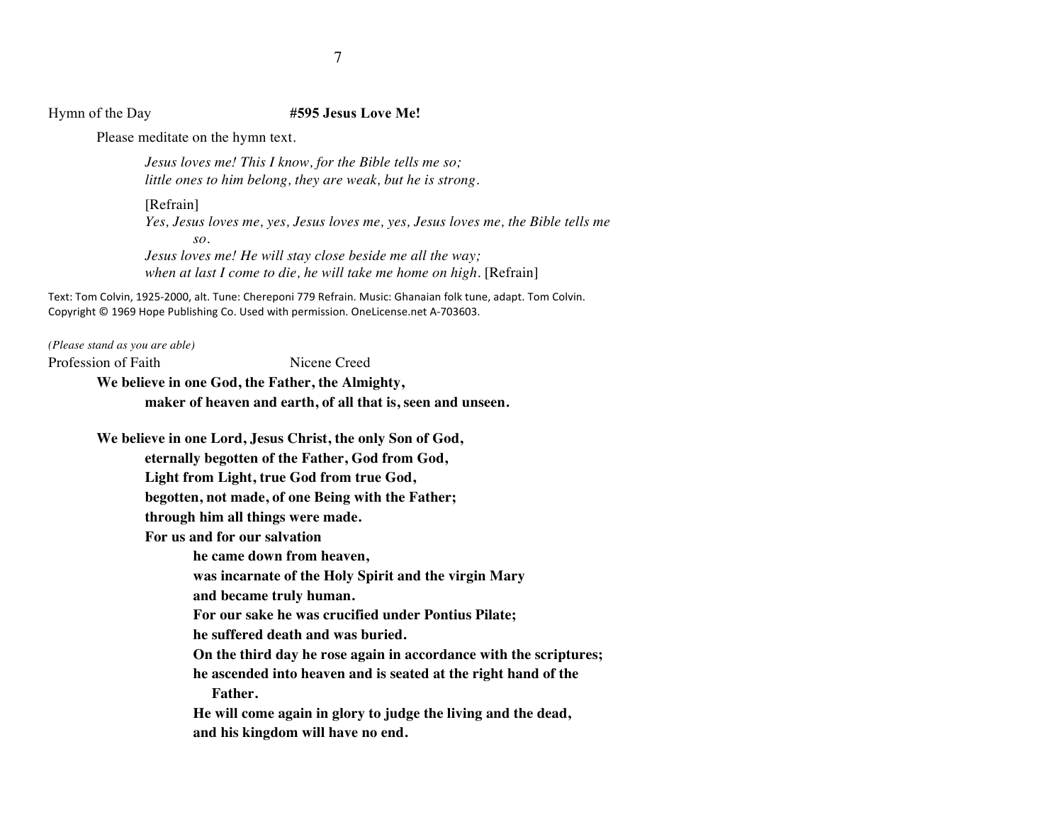Hymn of the Day **#595 Jesus Love Me!**

Please meditate on the hymn text.

*Jesus loves me! This I know, for the Bible tells me so;*
*little ones to him belong, they are weak, but he is strong.*

[Refrain]
*Yes, Jesus loves me, yes, Jesus loves me, yes, Jesus loves me, the Bible tells me so.*
*Jesus loves me! He will stay close beside me all the way;*
*when at last I come to die, he will take me home on high.* [Refrain]

Text: Tom Colvin, 1925-2000, alt. Tune: Chereponi 779 Refrain. Music: Ghanaian folk tune, adapt. Tom Colvin. Copyright © 1969 Hope Publishing Co. Used with permission. OneLicense.net A-703603.

*(Please stand as you are able)*

Profession of Faith Nicene Creed

**We believe in one God, the Father, the Almighty,**
**maker of heaven and earth, of all that is, seen and unseen.**

**We believe in one Lord, Jesus Christ, the only Son of God,**
**eternally begotten of the Father, God from God,**
**Light from Light, true God from true God,**
**begotten, not made, of one Being with the Father;**
**through him all things were made.**
**For us and for our salvation**
**he came down from heaven,**
**was incarnate of the Holy Spirit and the virgin Mary**
**and became truly human.**
**For our sake he was crucified under Pontius Pilate;**
**he suffered death and was buried.**
**On the third day he rose again in accordance with the scriptures;**
**he ascended into heaven and is seated at the right hand of the Father.**
**He will come again in glory to judge the living and the dead,**
**and his kingdom will have no end.**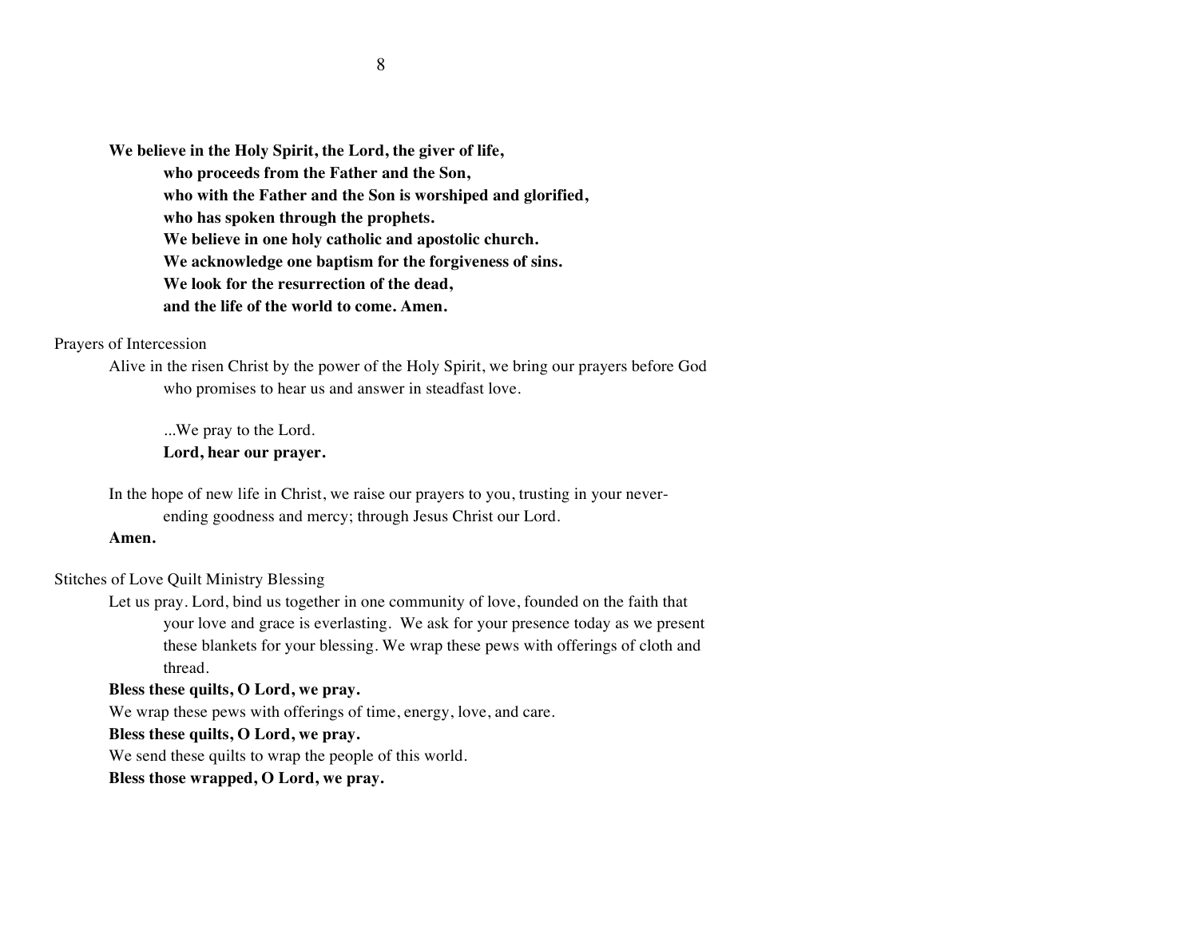**We believe in the Holy Spirit, the Lord, the giver of life,**
**who proceeds from the Father and the Son,**
**who with the Father and the Son is worshiped and glorified,**
**who has spoken through the prophets.**
**We believe in one holy catholic and apostolic church.**
**We acknowledge one baptism for the forgiveness of sins.**
**We look for the resurrection of the dead,**
**and the life of the world to come. Amen.**

Prayers of Intercession

Alive in the risen Christ by the power of the Holy Spirit, we bring our prayers before God who promises to hear us and answer in steadfast love.

...We pray to the Lord.
**Lord, hear our prayer.**

In the hope of new life in Christ, we raise our prayers to you, trusting in your never-ending goodness and mercy; through Jesus Christ our Lord.
**Amen.**

Stitches of Love Quilt Ministry Blessing

Let us pray. Lord, bind us together in one community of love, founded on the faith that your love and grace is everlasting. We ask for your presence today as we present these blankets for your blessing. We wrap these pews with offerings of cloth and thread.
**Bless these quilts, O Lord, we pray.**
We wrap these pews with offerings of time, energy, love, and care.
**Bless these quilts, O Lord, we pray.**
We send these quilts to wrap the people of this world.
**Bless those wrapped, O Lord, we pray.**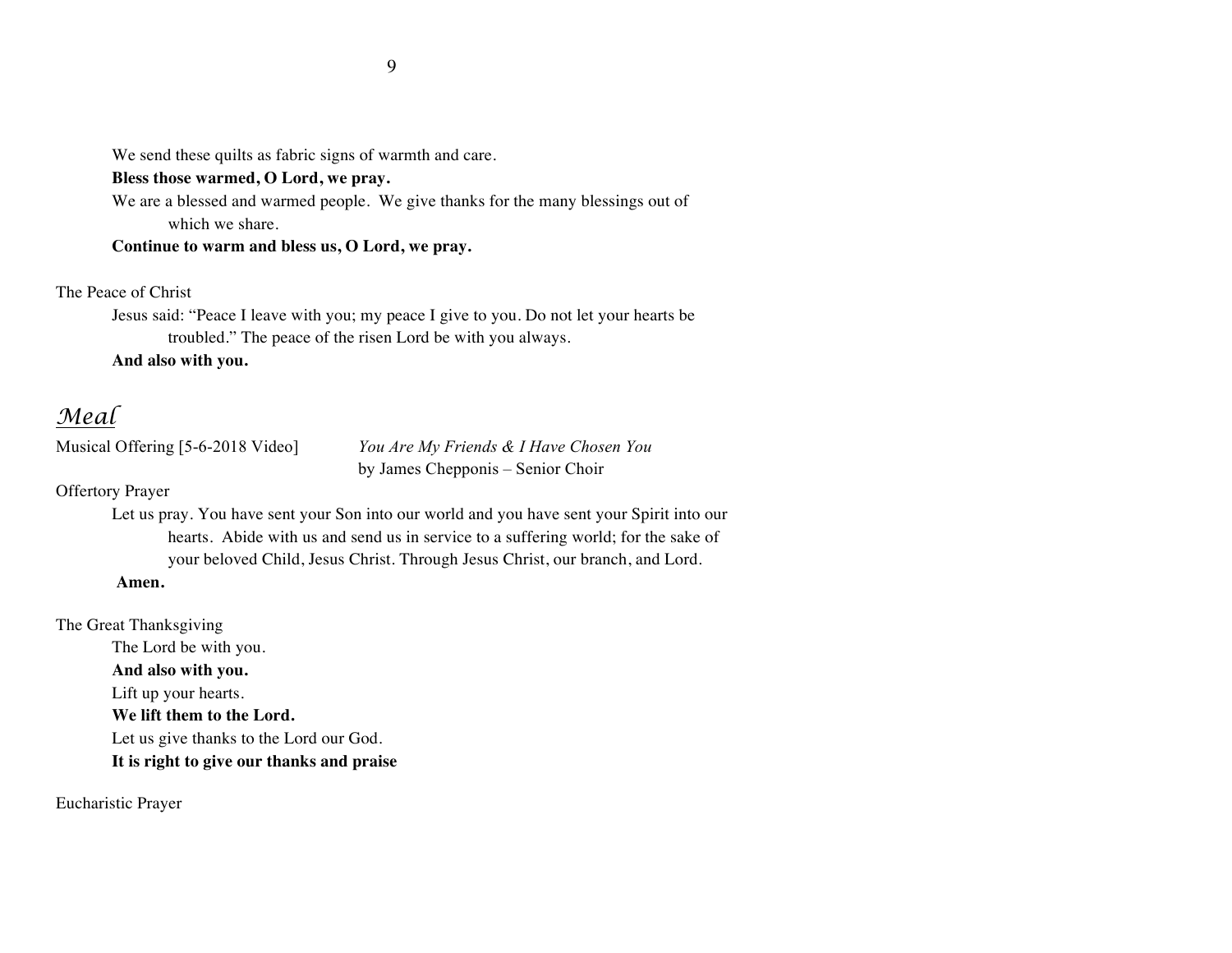We send these quilts as fabric signs of warmth and care.

**Bless those warmed, O Lord, we pray.**

We are a blessed and warmed people. We give thanks for the many blessings out of which we share.

**Continue to warm and bless us, O Lord, we pray.**

The Peace of Christ

Jesus said: "Peace I leave with you; my peace I give to you. Do not let your hearts be troubled." The peace of the risen Lord be with you always.

**And also with you.**

## *Meal*

Musical Offering [5-6-2018 Video] *You Are My Friends & I Have Chosen You* by James Chepponis – Senior Choir

Offertory Prayer

Let us pray. You have sent your Son into our world and you have sent your Spirit into our hearts. Abide with us and send us in service to a suffering world; for the sake of your beloved Child, Jesus Christ. Through Jesus Christ, our branch, and Lord.

**Amen.**

The Great Thanksgiving

The Lord be with you.

**And also with you.**

Lift up your hearts.

**We lift them to the Lord.**

Let us give thanks to the Lord our God.

**It is right to give our thanks and praise**

Eucharistic Prayer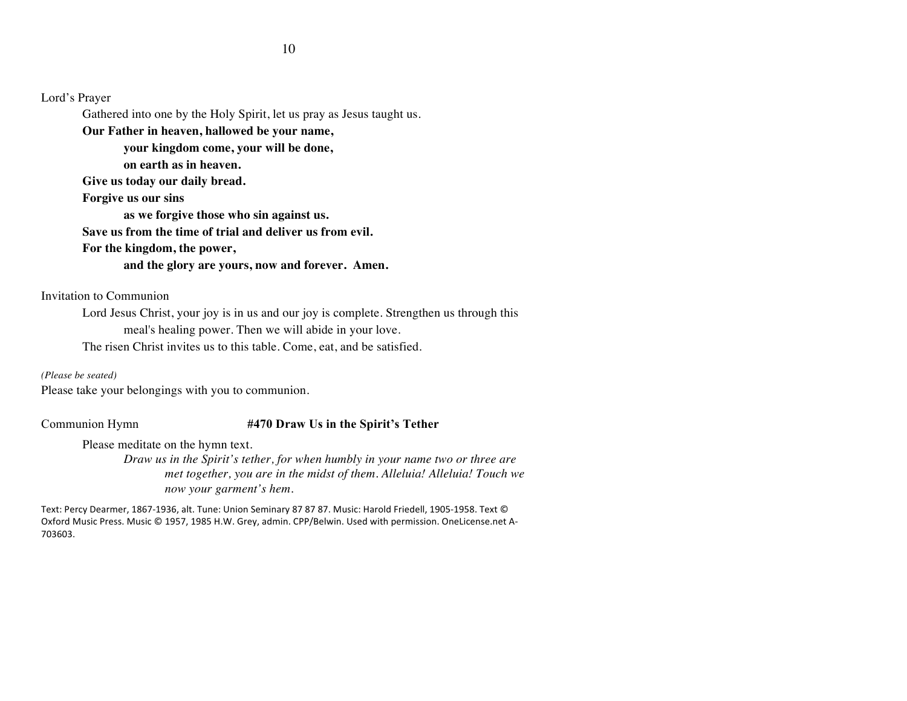Lord's Prayer

Gathered into one by the Holy Spirit, let us pray as Jesus taught us.

**Our Father in heaven, hallowed be your name,**
**your kingdom come, your will be done,**
**on earth as in heaven.**
**Give us today our daily bread.**
**Forgive us our sins**
**as we forgive those who sin against us.**
**Save us from the time of trial and deliver us from evil.**
**For the kingdom, the power,**
**and the glory are yours, now and forever. Amen.**

Invitation to Communion

Lord Jesus Christ, your joy is in us and our joy is complete. Strengthen us through this meal's healing power. Then we will abide in your love.

The risen Christ invites us to this table. Come, eat, and be satisfied.

*(Please be seated)*

Please take your belongings with you to communion.

Communion Hymn **#470 Draw Us in the Spirit's Tether**

Please meditate on the hymn text.

*Draw us in the Spirit's tether, for when humbly in your name two or three are met together, you are in the midst of them. Alleluia! Alleluia! Touch we now your garment's hem.*

Text: Percy Dearmer, 1867-1936, alt. Tune: Union Seminary 87 87 87. Music: Harold Friedell, 1905-1958. Text © Oxford Music Press. Music © 1957, 1985 H.W. Grey, admin. CPP/Belwin. Used with permission. OneLicense.net A-703603.